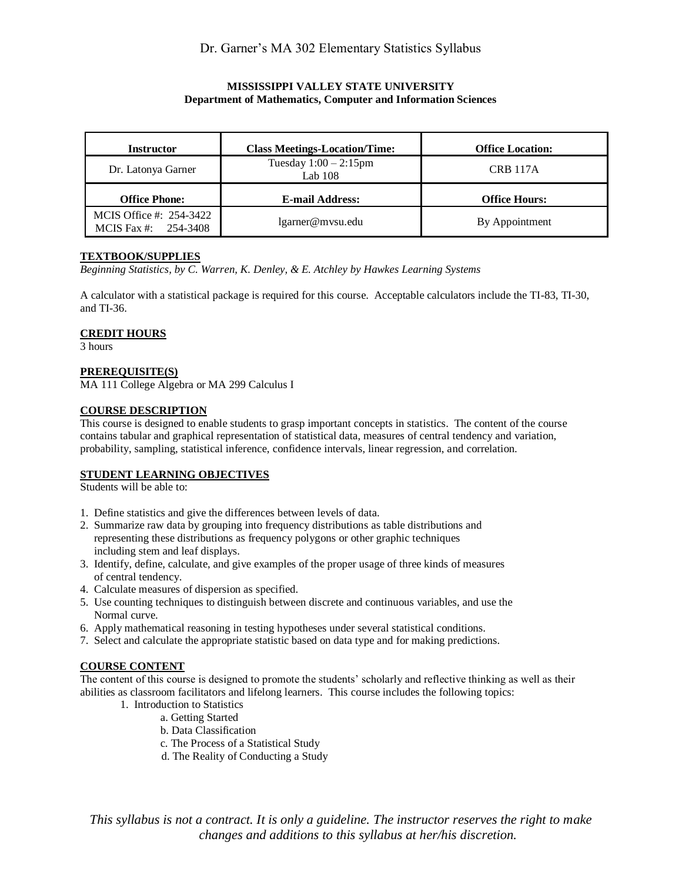# Dr. Garner's MA 302 Elementary Statistics Syllabus

**MISSISSIPPI VALLEY STATE UNIVERSITY**
**Department of Mathematics, Computer and Information Sciences**

| Instructor | Class Meetings-Location/Time: | Office Location: |
|---|---|---|
| Dr. Latonya Garner | Tuesday 1:00 – 2:15pm Lab 108 | CRB 117A |
| **Office Phone:** | **E-mail Address:** | **Office Hours:** |
| MCIS Office #: 254-3422 MCIS Fax #: 254-3408 | lgarner@mvsu.edu | By Appointment |

**TEXTBOOK/SUPPLIES**

*Beginning Statistics, by C. Warren, K. Denley, & E. Atchley by Hawkes Learning Systems*

A calculator with a statistical package is required for this course. Acceptable calculators include the TI-83, TI-30, and TI-36.

**CREDIT HOURS**

3 hours

**PREREQUISITE(S)**

MA 111 College Algebra or MA 299 Calculus I

**COURSE DESCRIPTION**

This course is designed to enable students to grasp important concepts in statistics. The content of the course contains tabular and graphical representation of statistical data, measures of central tendency and variation, probability, sampling, statistical inference, confidence intervals, linear regression, and correlation.

**STUDENT LEARNING OBJECTIVES**

Students will be able to:

1. Define statistics and give the differences between levels of data.
2. Summarize raw data by grouping into frequency distributions as table distributions and representing these distributions as frequency polygons or other graphic techniques including stem and leaf displays.
3. Identify, define, calculate, and give examples of the proper usage of three kinds of measures of central tendency.
4. Calculate measures of dispersion as specified.
5. Use counting techniques to distinguish between discrete and continuous variables, and use the Normal curve.
6. Apply mathematical reasoning in testing hypotheses under several statistical conditions.
7. Select and calculate the appropriate statistic based on data type and for making predictions.

**COURSE CONTENT**

The content of this course is designed to promote the students' scholarly and reflective thinking as well as their abilities as classroom facilitators and lifelong learners. This course includes the following topics:

1. Introduction to Statistics
   - a. Getting Started
   - b. Data Classification
   - c. The Process of a Statistical Study
   - d. The Reality of Conducting a Study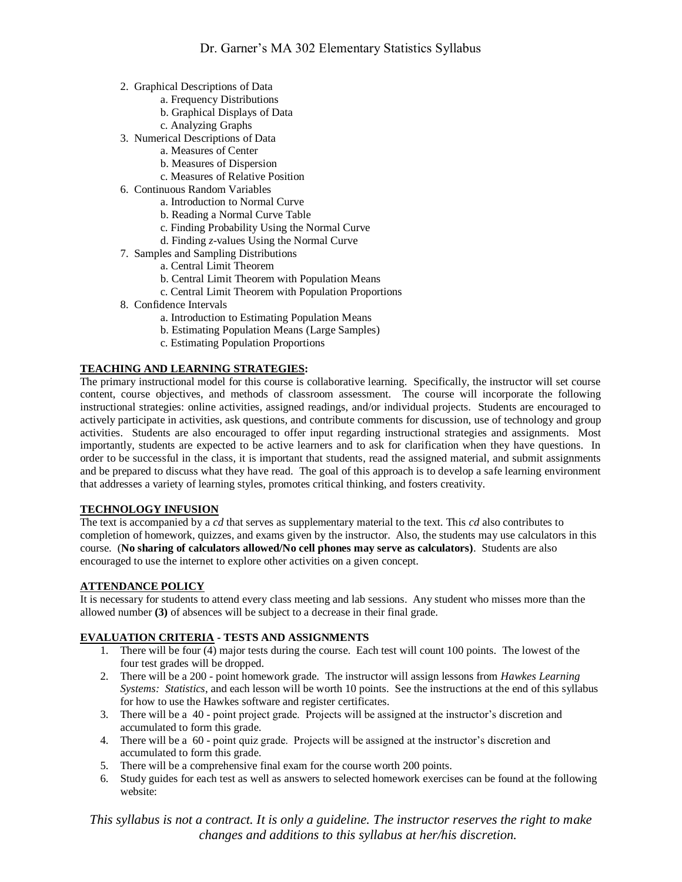2. Graphical Descriptions of Data
    a. Frequency Distributions
    b. Graphical Displays of Data
    c. Analyzing Graphs
3. Numerical Descriptions of Data
    a. Measures of Center
    b. Measures of Dispersion
    c. Measures of Relative Position
6. Continuous Random Variables
    a. Introduction to Normal Curve
    b. Reading a Normal Curve Table
    c. Finding Probability Using the Normal Curve
    d. Finding $z$-values Using the Normal Curve
7. Samples and Sampling Distributions
    a. Central Limit Theorem
    b. Central Limit Theorem with Population Means
    c. Central Limit Theorem with Population Proportions
8. Confidence Intervals
    a. Introduction to Estimating Population Means
    b. Estimating Population Means (Large Samples)
    c. Estimating Population Proportions

**TEACHING AND LEARNING STRATEGIES:**

The primary instructional model for this course is collaborative learning. Specifically, the instructor will set course content, course objectives, and methods of classroom assessment. The course will incorporate the following instructional strategies: online activities, assigned readings, and/or individual projects. Students are encouraged to actively participate in activities, ask questions, and contribute comments for discussion, use of technology and group activities. Students are also encouraged to offer input regarding instructional strategies and assignments. Most importantly, students are expected to be active learners and to ask for clarification when they have questions. In order to be successful in the class, it is important that students, read the assigned material, and submit assignments and be prepared to discuss what they have read. The goal of this approach is to develop a safe learning environment that addresses a variety of learning styles, promotes critical thinking, and fosters creativity.

**TECHNOLOGY INFUSION**

The text is accompanied by a *cd* that serves as supplementary material to the text. This *cd* also contributes to completion of homework, quizzes, and exams given by the instructor. Also, the students may use calculators in this course. (**No sharing of calculators allowed/No cell phones may serve as calculators)**. Students are also encouraged to use the internet to explore other activities on a given concept.

**ATTENDANCE POLICY**

It is necessary for students to attend every class meeting and lab sessions. Any student who misses more than the allowed number **(3)** of absences will be subject to a decrease in their final grade.

**EVALUATION CRITERIA - TESTS AND ASSIGNMENTS**

1. There will be four (4) major tests during the course. Each test will count 100 points. The lowest of the four test grades will be dropped.
2. There will be a 200 - point homework grade. The instructor will assign lessons from *Hawkes Learning Systems: Statistics*, and each lesson will be worth 10 points. See the instructions at the end of this syllabus for how to use the Hawkes software and register certificates.
3. There will be a 40 - point project grade. Projects will be assigned at the instructor's discretion and accumulated to form this grade.
4. There will be a 60 - point quiz grade. Projects will be assigned at the instructor's discretion and accumulated to form this grade.
5. There will be a comprehensive final exam for the course worth 200 points.
6. Study guides for each test as well as answers to selected homework exercises can be found at the following website:

*This syllabus is not a contract. It is only a guideline. The instructor reserves the right to make changes and additions to this syllabus at her/his discretion.*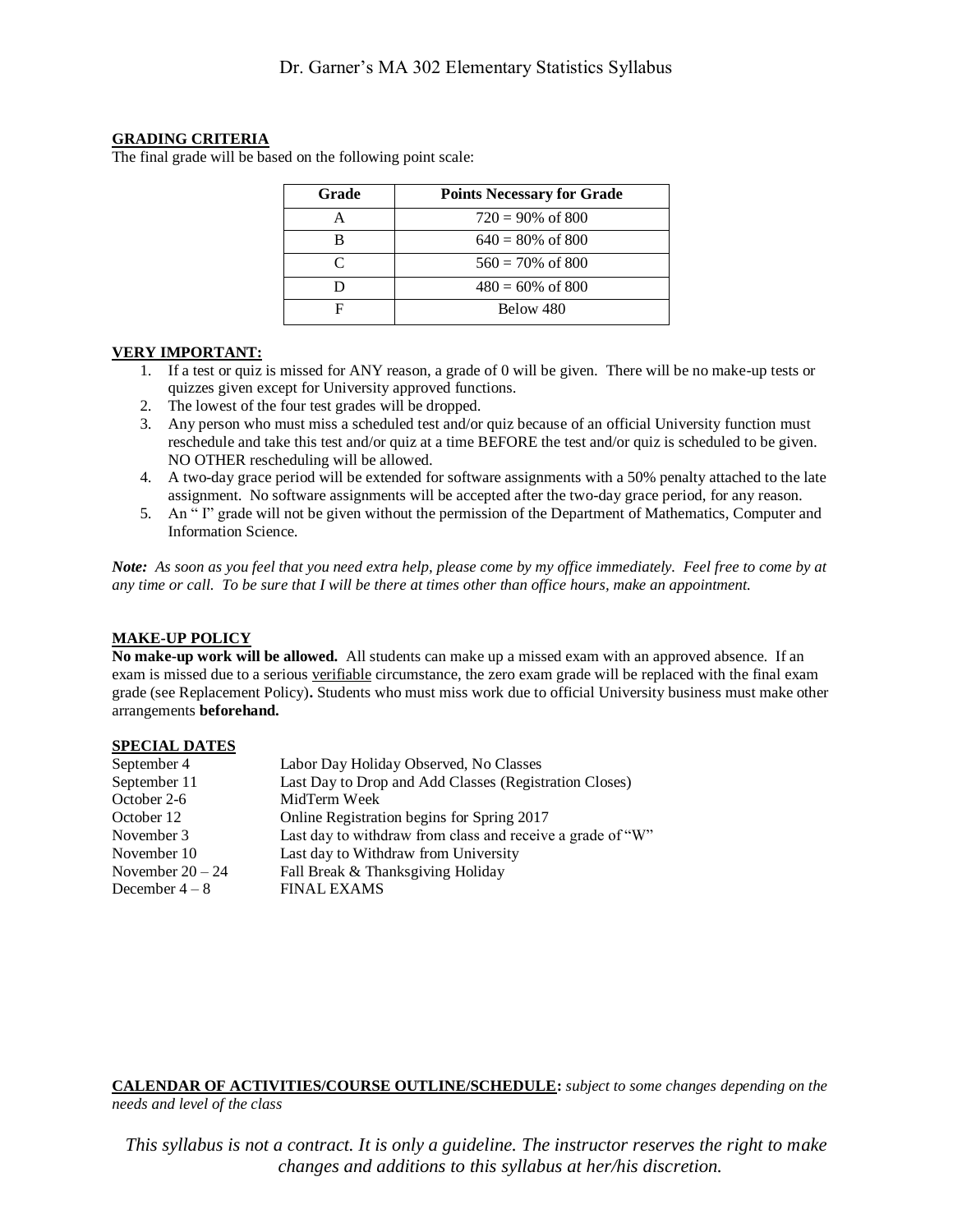**GRADING CRITERIA**

The final grade will be based on the following point scale:

| Grade | Points Necessary for Grade |
|---|---|
| A | 720 = 90% of 800 |
| B | 640 = 80% of 800 |
| C | 560 = 70% of 800 |
| D | 480 = 60% of 800 |
| F | Below 480 |

**VERY IMPORTANT:**

1. If a test or quiz is missed for ANY reason, a grade of 0 will be given. There will be no make-up tests or quizzes given except for University approved functions.
2. The lowest of the four test grades will be dropped.
3. Any person who must miss a scheduled test and/or quiz because of an official University function must reschedule and take this test and/or quiz at a time BEFORE the test and/or quiz is scheduled to be given. NO OTHER rescheduling will be allowed.
4. A two-day grace period will be extended for software assignments with a 50% penalty attached to the late assignment. No software assignments will be accepted after the two-day grace period, for any reason.
5. An " I" grade will not be given without the permission of the Department of Mathematics, Computer and Information Science.

***Note:*** *As soon as you feel that you need extra help, please come by my office immediately. Feel free to come by at any time or call. To be sure that I will be there at times other than office hours, make an appointment.*

**MAKE-UP POLICY**

**No make-up work will be allowed.** All students can make up a missed exam with an approved absence. If an exam is missed due to a serious verifiable circumstance, the zero exam grade will be replaced with the final exam grade (see Replacement Policy)**.** Students who must miss work due to official University business must make other arrangements **beforehand.**

**SPECIAL DATES**

| | |
|---|---|
| September 4 | Labor Day Holiday Observed, No Classes |
| September 11 | Last Day to Drop and Add Classes (Registration Closes) |
| October 2-6 | MidTerm Week |
| October 12 | Online Registration begins for Spring 2017 |
| November 3 | Last day to withdraw from class and receive a grade of "W" |
| November 10 | Last day to Withdraw from University |
| November 20 – 24 | Fall Break & Thanksgiving Holiday |
| December 4 – 8 | FINAL EXAMS |

**CALENDAR OF ACTIVITIES/COURSE OUTLINE/SCHEDULE:** *subject to some changes depending on the needs and level of the class*

*This syllabus is not a contract. It is only a guideline. The instructor reserves the right to make changes and additions to this syllabus at her/his discretion.*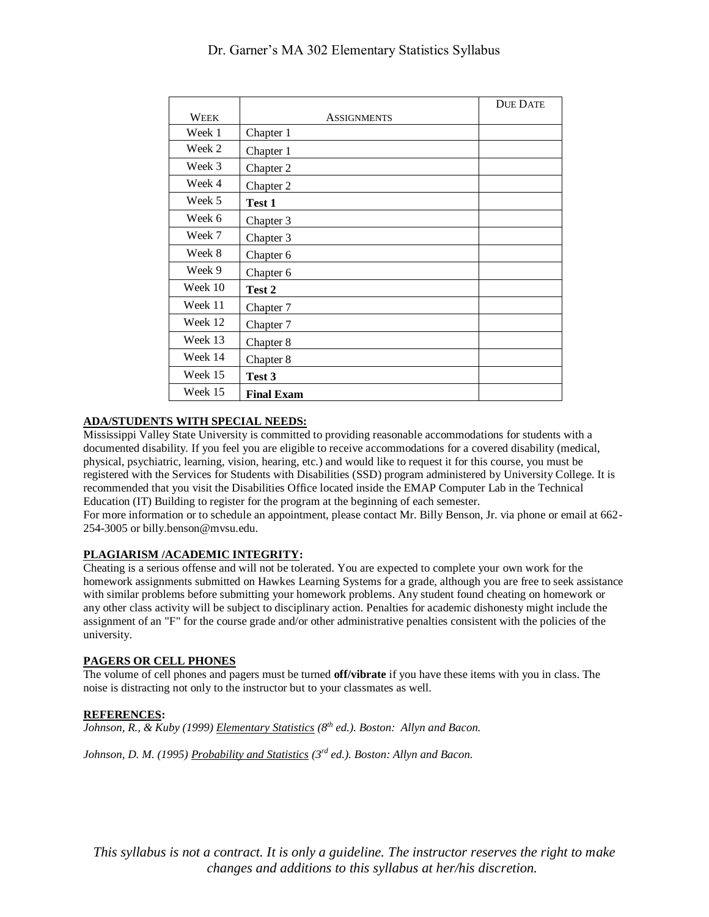| Week | Assignments | Due Date |
| --- | --- | --- |
| Week 1 | Chapter 1 | |
| Week 2 | Chapter 1 | |
| Week 3 | Chapter 2 | |
| Week 4 | Chapter 2 | |
| Week 5 | **Test 1** | |
| Week 6 | Chapter 3 | |
| Week 7 | Chapter 3 | |
| Week 8 | Chapter 6 | |
| Week 9 | Chapter 6 | |
| Week 10 | **Test 2** | |
| Week 11 | Chapter 7 | |
| Week 12 | Chapter 7 | |
| Week 13 | Chapter 8 | |
| Week 14 | Chapter 8 | |
| Week 15 | **Test 3** | |
| Week 15 | **Final Exam** | |

**ADA/STUDENTS WITH SPECIAL NEEDS:**

Mississippi Valley State University is committed to providing reasonable accommodations for students with a documented disability. If you feel you are eligible to receive accommodations for a covered disability (medical, physical, psychiatric, learning, vision, hearing, etc.) and would like to request it for this course, you must be registered with the Services for Students with Disabilities (SSD) program administered by University College. It is recommended that you visit the Disabilities Office located inside the EMAP Computer Lab in the Technical Education (IT) Building to register for the program at the beginning of each semester.

For more information or to schedule an appointment, please contact Mr. Billy Benson, Jr. via phone or email at 662-254-3005 or billy.benson@mvsu.edu.

**PLAGIARISM /ACADEMIC INTEGRITY:**

Cheating is a serious offense and will not be tolerated. You are expected to complete your own work for the homework assignments submitted on Hawkes Learning Systems for a grade, although you are free to seek assistance with similar problems before submitting your homework problems. Any student found cheating on homework or any other class activity will be subject to disciplinary action. Penalties for academic dishonesty might include the assignment of an "F" for the course grade and/or other administrative penalties consistent with the policies of the university.

**PAGERS OR CELL PHONES**

The volume of cell phones and pagers must be turned **off/vibrate** if you have these items with you in class. The noise is distracting not only to the instructor but to your classmates as well.

**REFERENCES:**

*Johnson, R., & Kuby (1999) Elementary Statistics (8th ed.). Boston: Allyn and Bacon.*

*Johnson, D. M. (1995) Probability and Statistics (3rd ed.). Boston: Allyn and Bacon.*

*This syllabus is not a contract. It is only a guideline. The instructor reserves the right to make changes and additions to this syllabus at her/his discretion.*